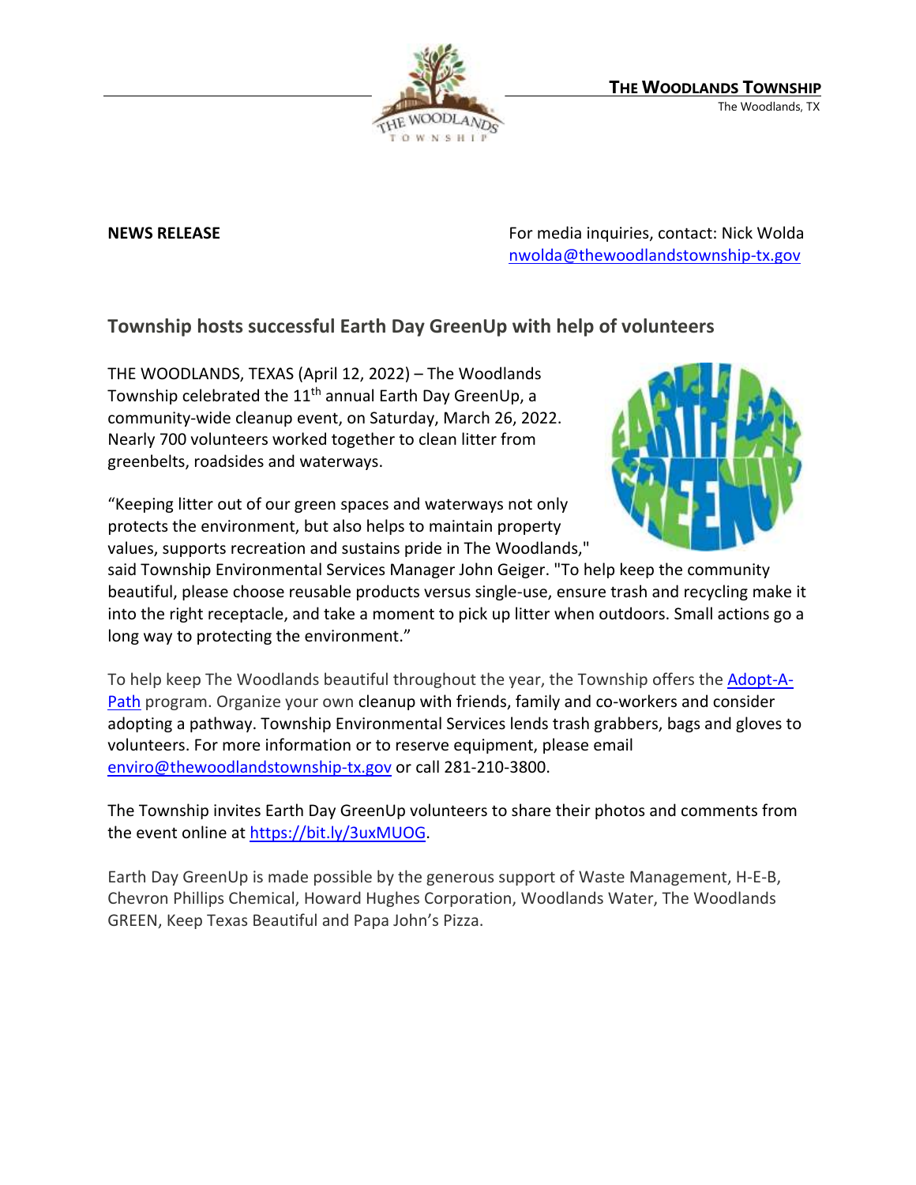**THE WOODLANDS TOWNSHIP**
The Woodlands, TX

**NEWS RELEASE**

For media inquiries, contact: Nick Wolda
nwolda@thewoodlandstownship-tx.gov

## Township hosts successful Earth Day GreenUp with help of volunteers

THE WOODLANDS, TEXAS (April 12, 2022) – The Woodlands Township celebrated the 11th annual Earth Day GreenUp, a community-wide cleanup event, on Saturday, March 26, 2022. Nearly 700 volunteers worked together to clean litter from greenbelts, roadsides and waterways.

"Keeping litter out of our green spaces and waterways not only protects the environment, but also helps to maintain property values, supports recreation and sustains pride in The Woodlands," said Township Environmental Services Manager John Geiger. "To help keep the community beautiful, please choose reusable products versus single-use, ensure trash and recycling make it into the right receptacle, and take a moment to pick up litter when outdoors. Small actions go a long way to protecting the environment."

To help keep The Woodlands beautiful throughout the year, the Township offers the [Adopt-A-Path](Adopt-A-Path) program. Organize your own cleanup with friends, family and co-workers and consider adopting a pathway. Township Environmental Services lends trash grabbers, bags and gloves to volunteers. For more information or to reserve equipment, please email enviro@thewoodlandstownship-tx.gov or call 281-210-3800.

The Township invites Earth Day GreenUp volunteers to share their photos and comments from the event online at https://bit.ly/3uxMUOG.

Earth Day GreenUp is made possible by the generous support of Waste Management, H-E-B, Chevron Phillips Chemical, Howard Hughes Corporation, Woodlands Water, The Woodlands GREEN, Keep Texas Beautiful and Papa John's Pizza.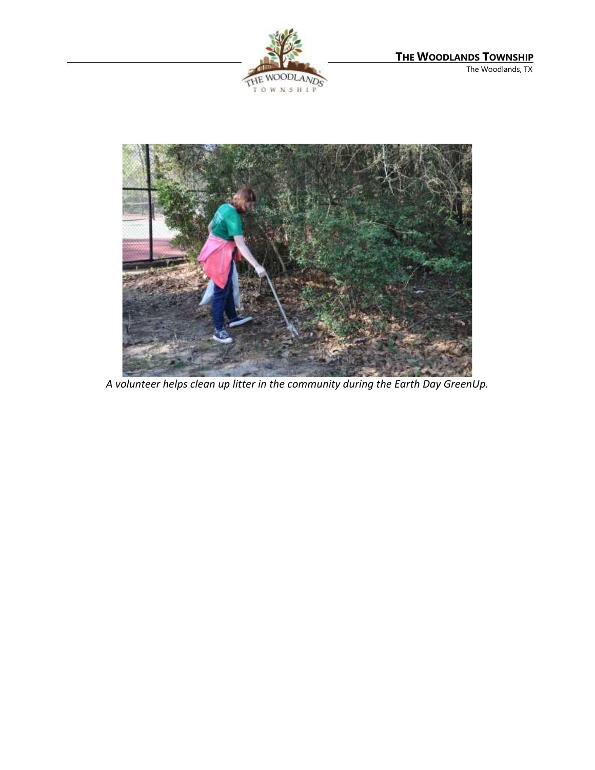*A volunteer helps clean up litter in the community during the Earth Day GreenUp.*